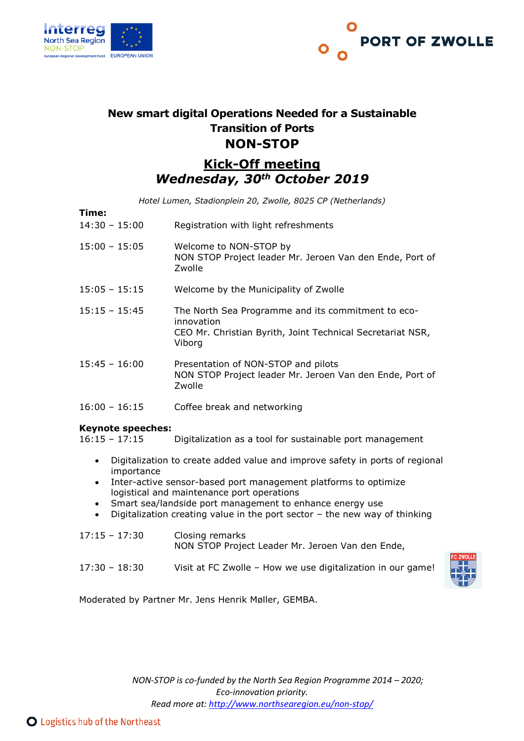# New smart digital Operations Needed for a Sustainable Transition of Ports

# NON-STOP

## Kick-Off meeting

## *Wednesday, 30th October 2019*

*Hotel Lumen, Stadionplein 20, Zwolle, 8025 CP (Netherlands)*

**Time:**

| | |
|---|---|
| 14:30 – 15:00 | Registration with light refreshments |
| 15:00 – 15:05 | Welcome to NON-STOP by<br>NON STOP Project leader Mr. Jeroen Van den Ende, Port of Zwolle |
| 15:05 – 15:15 | Welcome by the Municipality of Zwolle |
| 15:15 – 15:45 | The North Sea Programme and its commitment to eco-innovation<br>CEO Mr. Christian Byrith, Joint Technical Secretariat NSR, Viborg |
| 15:45 – 16:00 | Presentation of NON-STOP and pilots<br>NON STOP Project leader Mr. Jeroen Van den Ende, Port of Zwolle |
| 16:00 – 16:15 | Coffee break and networking |

**Keynote speeches:**

16:15 – 17:15 Digitalization as a tool for sustainable port management

- Digitalization to create added value and improve safety in ports of regional importance
- Inter-active sensor-based port management platforms to optimize logistical and maintenance port operations
- Smart sea/landside port management to enhance energy use
- Digitalization creating value in the port sector – the new way of thinking

| | |
|---|---|
| 17:15 – 17:30 | Closing remarks<br>NON STOP Project Leader Mr. Jeroen Van den Ende, |
| 17:30 – 18:30 | Visit at FC Zwolle – How we use digitalization in our game! |

Moderated by Partner Mr. Jens Henrik Møller, GEMBA.

*NON-STOP is co-funded by the North Sea Region Programme 2014 – 2020; Eco-innovation priority.*
*Read more at:* [http://www.northsearegion.eu/non-stop/](http://www.northsearegion.eu/non-stop/)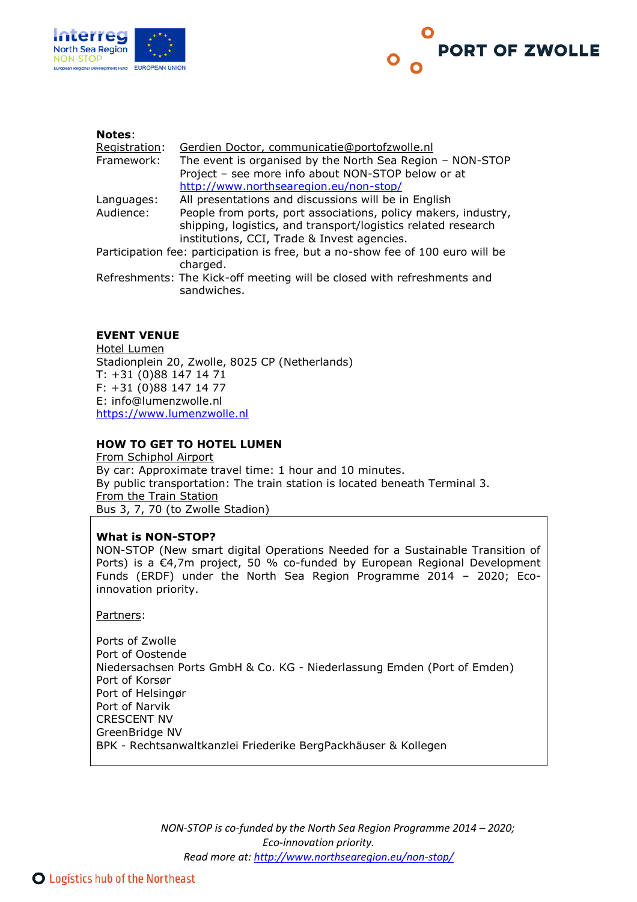**Notes**:

Registration: Gerdien Doctor, communicatie@portofzwolle.nl

Framework: The event is organised by the North Sea Region – NON-STOP Project – see more info about NON-STOP below or at http://www.northsearegion.eu/non-stop/

Languages: All presentations and discussions will be in English

Audience: People from ports, port associations, policy makers, industry, shipping, logistics, and transport/logistics related research institutions, CCI, Trade & Invest agencies.

Participation fee: participation is free, but a no-show fee of 100 euro will be charged.

Refreshments: The Kick-off meeting will be closed with refreshments and sandwiches.

**EVENT VENUE**

Hotel Lumen
Stadionplein 20, Zwolle, 8025 CP (Netherlands)
T: +31 (0)88 147 14 71
F: +31 (0)88 147 14 77
E: info@lumenzwolle.nl
https://www.lumenzwolle.nl

**HOW TO GET TO HOTEL LUMEN**

From Schiphol Airport
By car: Approximate travel time: 1 hour and 10 minutes.
By public transportation: The train station is located beneath Terminal 3.
From the Train Station
Bus 3, 7, 70 (to Zwolle Stadion)

**What is NON-STOP?**

NON-STOP (New smart digital Operations Needed for a Sustainable Transition of Ports) is a €4,7m project, 50 % co-funded by European Regional Development Funds (ERDF) under the North Sea Region Programme 2014 – 2020; Eco-innovation priority.

Partners:

Ports of Zwolle
Port of Oostende
Niedersachsen Ports GmbH & Co. KG - Niederlassung Emden (Port of Emden)
Port of Korsør
Port of Helsingør
Port of Narvik
CRESCENT NV
GreenBridge NV
BPK - Rechtsanwaltkanzlei Friederike BergPackhäuser & Kollegen

*NON-STOP is co-funded by the North Sea Region Programme 2014 – 2020; Eco-innovation priority.*
*Read more at: http://www.northsearegion.eu/non-stop/*